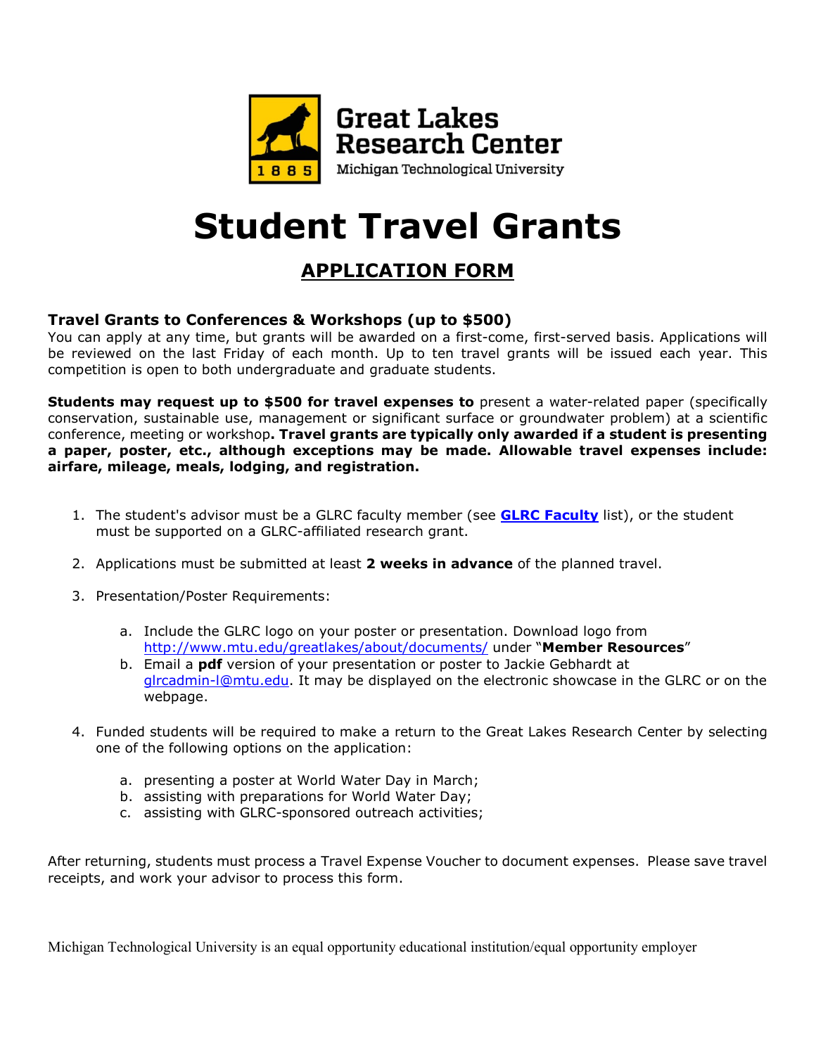Great Lakes Research Center
Michigan Technological University

# Student Travel Grants

## APPLICATION FORM

### Travel Grants to Conferences & Workshops (up to $500)

You can apply at any time, but grants will be awarded on a first-come, first-served basis. Applications will be reviewed on the last Friday of each month. Up to ten travel grants will be issued each year. This competition is open to both undergraduate and graduate students.

**Students may request up to $500 for travel expenses to** present a water-related paper (specifically conservation, sustainable use, management or significant surface or groundwater problem) at a scientific conference, meeting or workshop**. Travel grants are typically only awarded if a student is presenting a paper, poster, etc., although exceptions may be made. Allowable travel expenses include: airfare, mileage, meals, lodging, and registration.**

1. The student's advisor must be a GLRC faculty member (see **GLRC Faculty** list), or the student must be supported on a GLRC-affiliated research grant.
2. Applications must be submitted at least **2 weeks in advance** of the planned travel.
3. Presentation/Poster Requirements:
   a. Include the GLRC logo on your poster or presentation. Download logo from http://www.mtu.edu/greatlakes/about/documents/ under "**Member Resources**"
   b. Email a **pdf** version of your presentation or poster to Jackie Gebhardt at glrcadmin-l@mtu.edu. It may be displayed on the electronic showcase in the GLRC or on the webpage.
4. Funded students will be required to make a return to the Great Lakes Research Center by selecting one of the following options on the application:
   a. presenting a poster at World Water Day in March;
   b. assisting with preparations for World Water Day;
   c. assisting with GLRC-sponsored outreach activities;

After returning, students must process a Travel Expense Voucher to document expenses. Please save travel receipts, and work your advisor to process this form.

Michigan Technological University is an equal opportunity educational institution/equal opportunity employer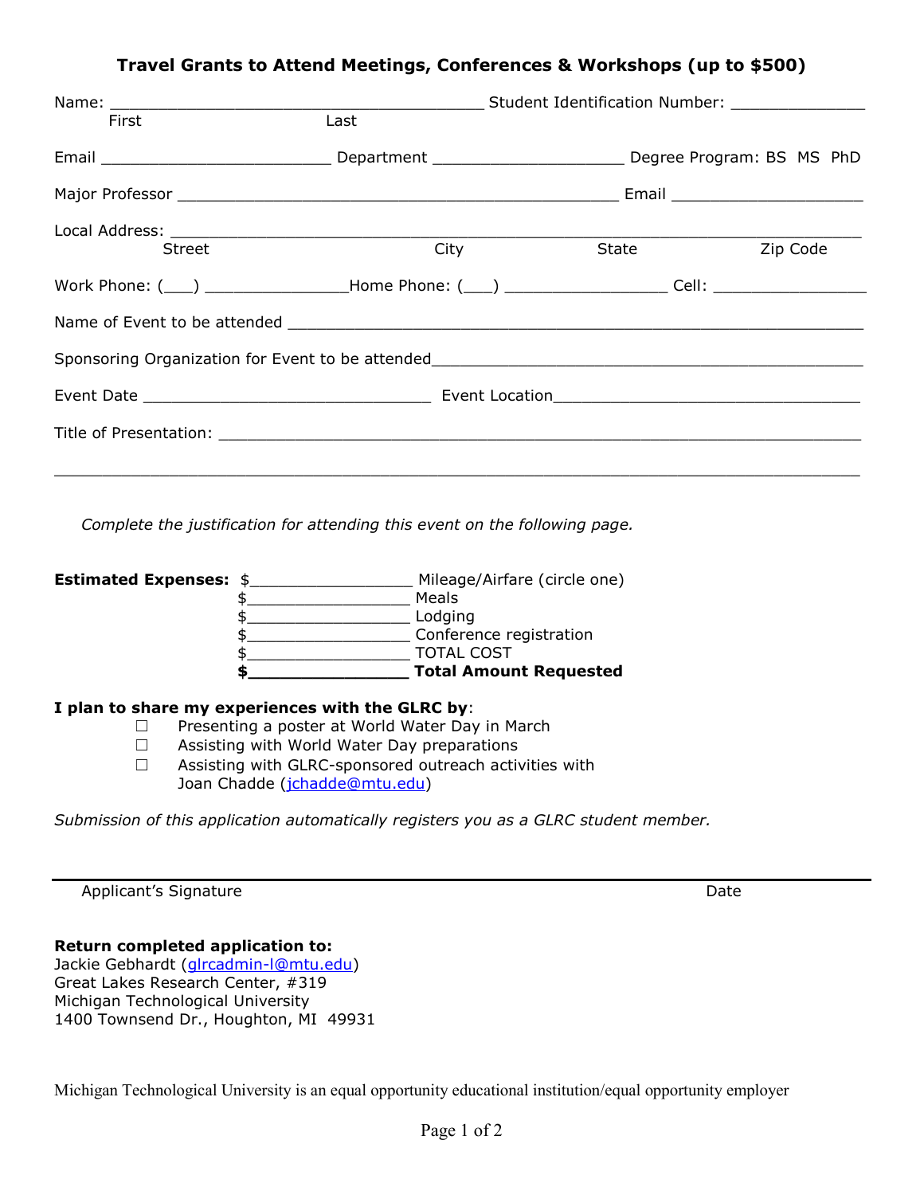## Travel Grants to Attend Meetings, Conferences & Workshops (up to $500)

Name: ________________________________________ Student Identification Number: ______________
First Last

Email ________________________ Department ____________________ Degree Program: BS MS PhD

Major Professor ______________________________________________ Email ____________________

Local Address: ______________________________________________________________________
Street City State Zip Code

Work Phone: (___) _______________Home Phone: (___) _________________ Cell: ________________

Name of Event to be attended ______________________________________________________________

Sponsoring Organization for Event to be attended_____________________________________________

Event Date ______________________________ Event Location________________________________

Title of Presentation: _________________________________________________________________

_____________________________________________________________________________________

*Complete the justification for attending this event on the following page.*

**Estimated Expenses:** $_________________ Mileage/Airfare (circle one)
$_________________ Meals
$_________________ Lodging
$_________________ Conference registration
$_________________ TOTAL COST
**$_________________ Total Amount Requested**

**I plan to share my experiences with the GLRC by**:

- ☐ Presenting a poster at World Water Day in March
- ☐ Assisting with World Water Day preparations
- ☐ Assisting with GLRC-sponsored outreach activities with Joan Chadde (jchadde@mtu.edu)

*Submission of this application automatically registers you as a GLRC student member.*

_____________________________________________________________________________________
Applicant's Signature Date

**Return completed application to:**
Jackie Gebhardt (glrcadmin-l@mtu.edu)
Great Lakes Research Center, #319
Michigan Technological University
1400 Townsend Dr., Houghton, MI 49931

Michigan Technological University is an equal opportunity educational institution/equal opportunity employer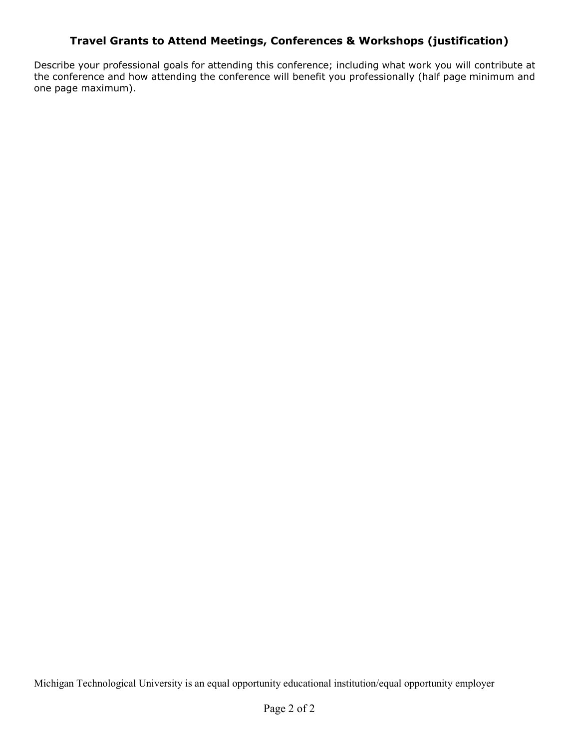## Travel Grants to Attend Meetings, Conferences & Workshops (justification)

Describe your professional goals for attending this conference; including what work you will contribute at the conference and how attending the conference will benefit you professionally (half page minimum and one page maximum).

Michigan Technological University is an equal opportunity educational institution/equal opportunity employer